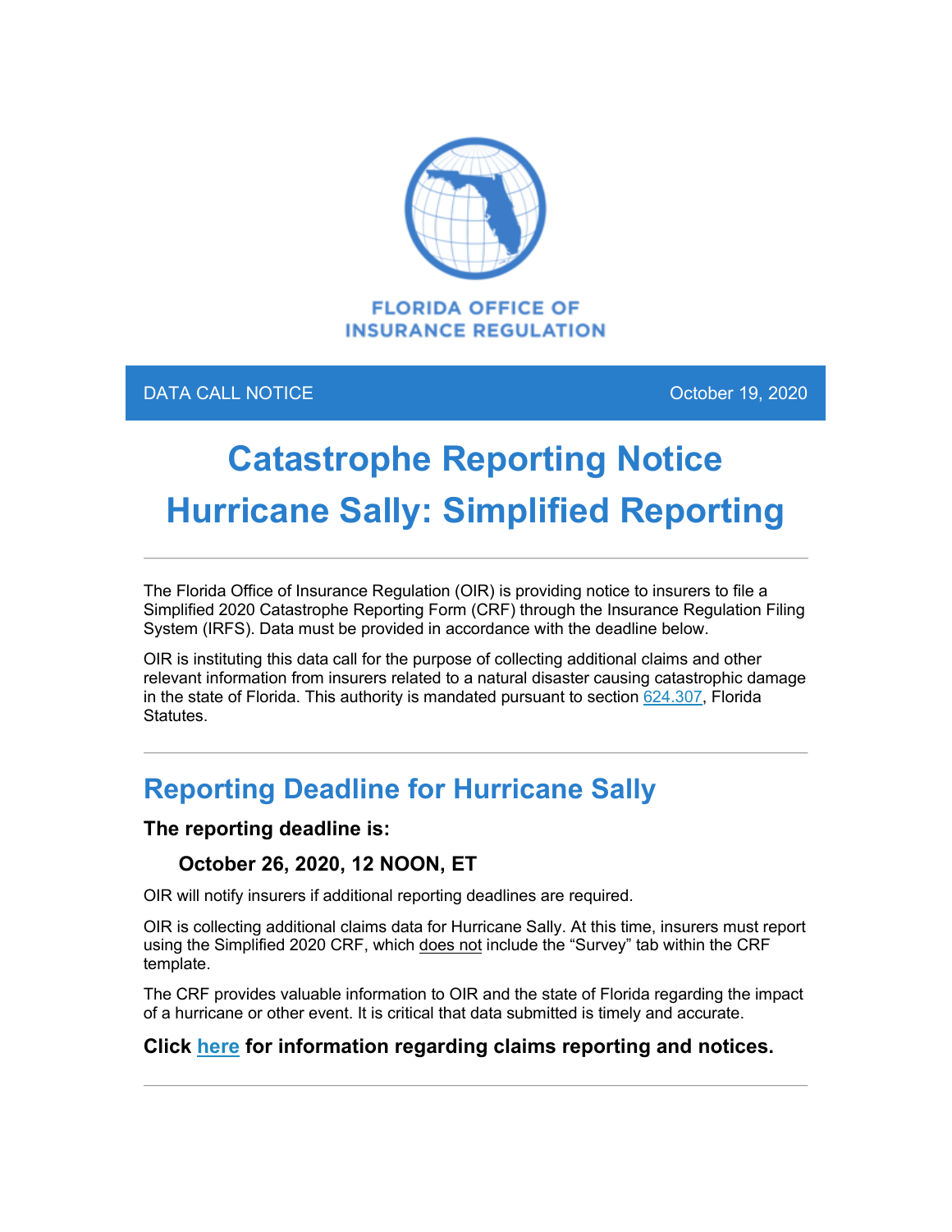FLORIDA OFFICE OF INSURANCE REGULATION

DATA CALL NOTICE — October 19, 2020

# Catastrophe Reporting Notice
# Hurricane Sally: Simplified Reporting

---

The Florida Office of Insurance Regulation (OIR) is providing notice to insurers to file a Simplified 2020 Catastrophe Reporting Form (CRF) through the Insurance Regulation Filing System (IRFS). Data must be provided in accordance with the deadline below.

OIR is instituting this data call for the purpose of collecting additional claims and other relevant information from insurers related to a natural disaster causing catastrophic damage in the state of Florida. This authority is mandated pursuant to section 624.307, Florida Statutes.

---

## Reporting Deadline for Hurricane Sally

### The reporting deadline is:

#### October 26, 2020, 12 NOON, ET

OIR will notify insurers if additional reporting deadlines are required.

OIR is collecting additional claims data for Hurricane Sally. At this time, insurers must report using the Simplified 2020 CRF, which does not include the "Survey" tab within the CRF template.

The CRF provides valuable information to OIR and the state of Florida regarding the impact of a hurricane or other event. It is critical that data submitted is timely and accurate.

**Click here for information regarding claims reporting and notices.**

---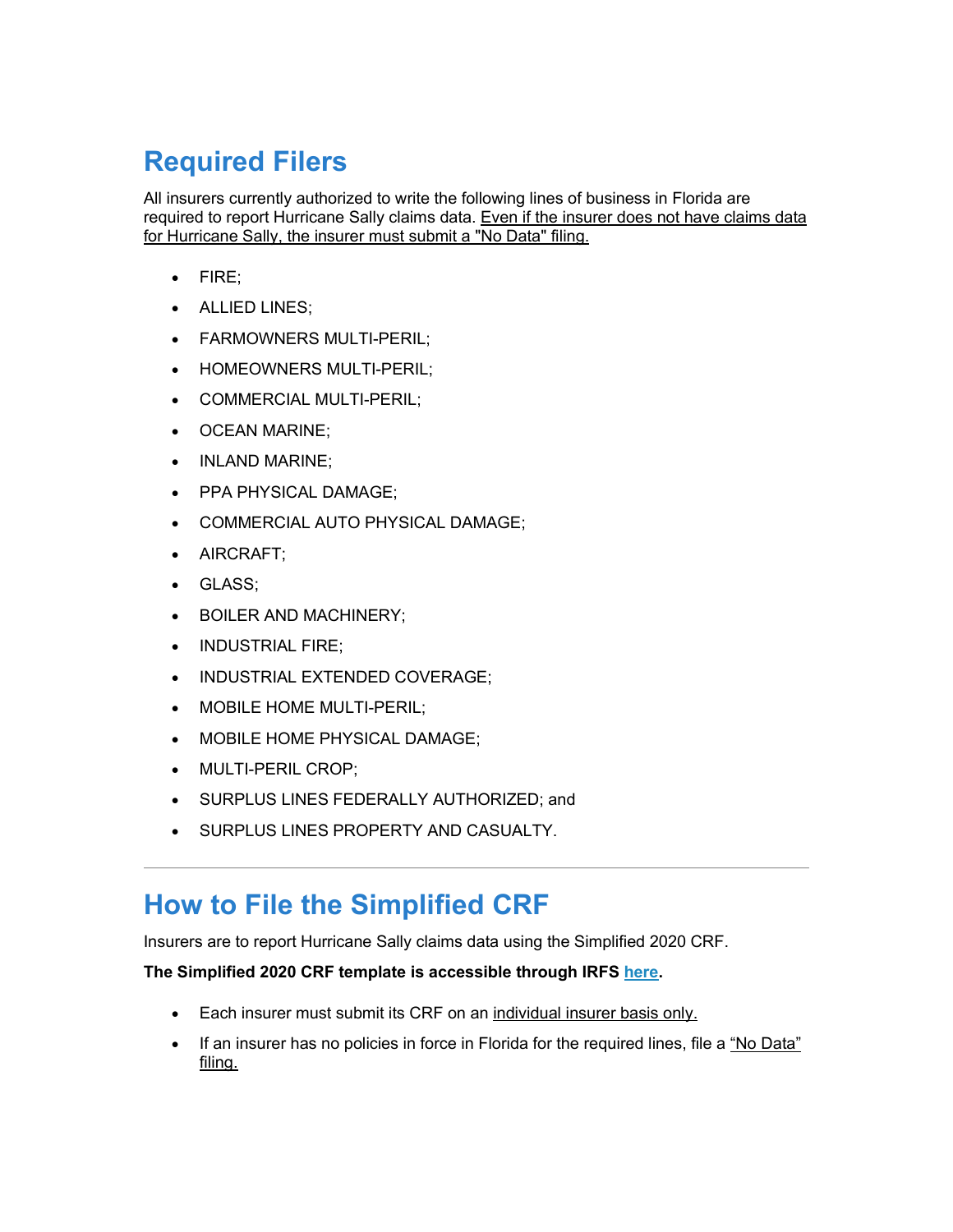## Required Filers

All insurers currently authorized to write the following lines of business in Florida are required to report Hurricane Sally claims data. Even if the insurer does not have claims data for Hurricane Sally, the insurer must submit a "No Data" filing.

- FIRE;
- ALLIED LINES;
- FARMOWNERS MULTI-PERIL;
- HOMEOWNERS MULTI-PERIL;
- COMMERCIAL MULTI-PERIL;
- OCEAN MARINE;
- INLAND MARINE;
- PPA PHYSICAL DAMAGE;
- COMMERCIAL AUTO PHYSICAL DAMAGE;
- AIRCRAFT;
- GLASS;
- BOILER AND MACHINERY;
- INDUSTRIAL FIRE;
- INDUSTRIAL EXTENDED COVERAGE;
- MOBILE HOME MULTI-PERIL;
- MOBILE HOME PHYSICAL DAMAGE;
- MULTI-PERIL CROP;
- SURPLUS LINES FEDERALLY AUTHORIZED; and
- SURPLUS LINES PROPERTY AND CASUALTY.

---

## How to File the Simplified CRF

Insurers are to report Hurricane Sally claims data using the Simplified 2020 CRF.

**The Simplified 2020 CRF template is accessible through IRFS here.**

- Each insurer must submit its CRF on an individual insurer basis only.
- If an insurer has no policies in force in Florida for the required lines, file a "No Data" filing.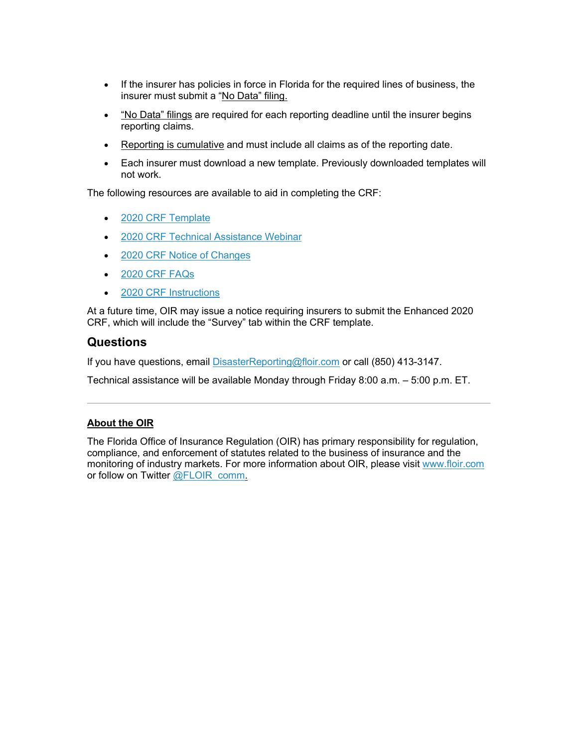- If the insurer has policies in force in Florida for the required lines of business, the insurer must submit a “No Data” filing.
- “No Data” filings are required for each reporting deadline until the insurer begins reporting claims.
- Reporting is cumulative and must include all claims as of the reporting date.
- Each insurer must download a new template. Previously downloaded templates will not work.

The following resources are available to aid in completing the CRF:

- 2020 CRF Template
- 2020 CRF Technical Assistance Webinar
- 2020 CRF Notice of Changes
- 2020 CRF FAQs
- 2020 CRF Instructions

At a future time, OIR may issue a notice requiring insurers to submit the Enhanced 2020 CRF, which will include the “Survey” tab within the CRF template.

## Questions

If you have questions, email DisasterReporting@floir.com or call (850) 413-3147.

Technical assistance will be available Monday through Friday 8:00 a.m. – 5:00 p.m. ET.

---

**About the OIR**

The Florida Office of Insurance Regulation (OIR) has primary responsibility for regulation, compliance, and enforcement of statutes related to the business of insurance and the monitoring of industry markets. For more information about OIR, please visit www.floir.com or follow on Twitter @FLOIR_comm.